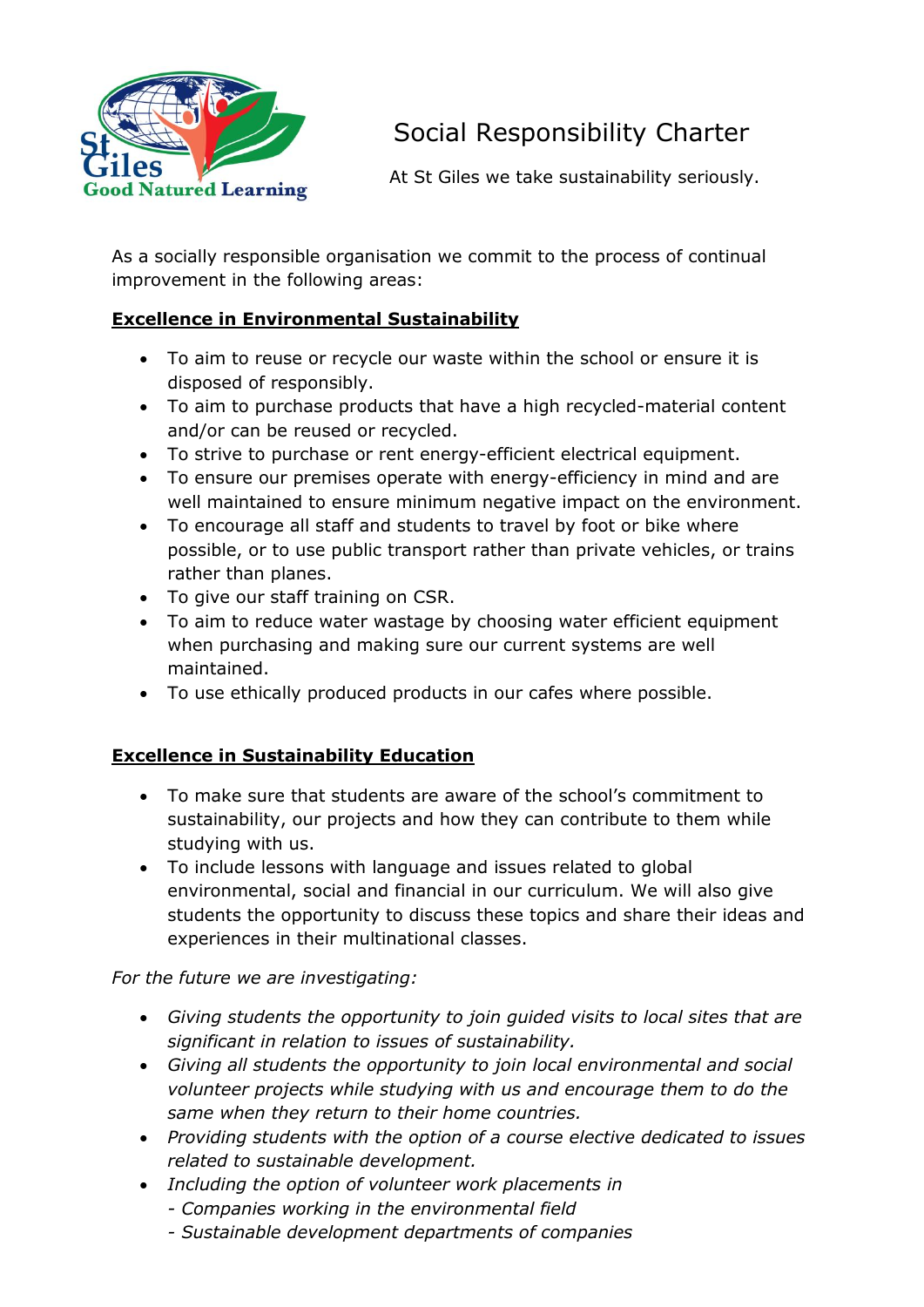# Social Responsibility Charter

At St Giles we take sustainability seriously.

As a socially responsible organisation we commit to the process of continual improvement in the following areas:

## Excellence in Environmental Sustainability

- To aim to reuse or recycle our waste within the school or ensure it is disposed of responsibly.
- To aim to purchase products that have a high recycled-material content and/or can be reused or recycled.
- To strive to purchase or rent energy-efficient electrical equipment.
- To ensure our premises operate with energy-efficiency in mind and are well maintained to ensure minimum negative impact on the environment.
- To encourage all staff and students to travel by foot or bike where possible, or to use public transport rather than private vehicles, or trains rather than planes.
- To give our staff training on CSR.
- To aim to reduce water wastage by choosing water efficient equipment when purchasing and making sure our current systems are well maintained.
- To use ethically produced products in our cafes where possible.

## Excellence in Sustainability Education

- To make sure that students are aware of the school's commitment to sustainability, our projects and how they can contribute to them while studying with us.
- To include lessons with language and issues related to global environmental, social and financial in our curriculum. We will also give students the opportunity to discuss these topics and share their ideas and experiences in their multinational classes.

*For the future we are investigating:*

- *Giving students the opportunity to join guided visits to local sites that are significant in relation to issues of sustainability.*
- *Giving all students the opportunity to join local environmental and social volunteer projects while studying with us and encourage them to do the same when they return to their home countries.*
- *Providing students with the option of a course elective dedicated to issues related to sustainable development.*
- *Including the option of volunteer work placements in*
  - *Companies working in the environmental field*
  - *Sustainable development departments of companies*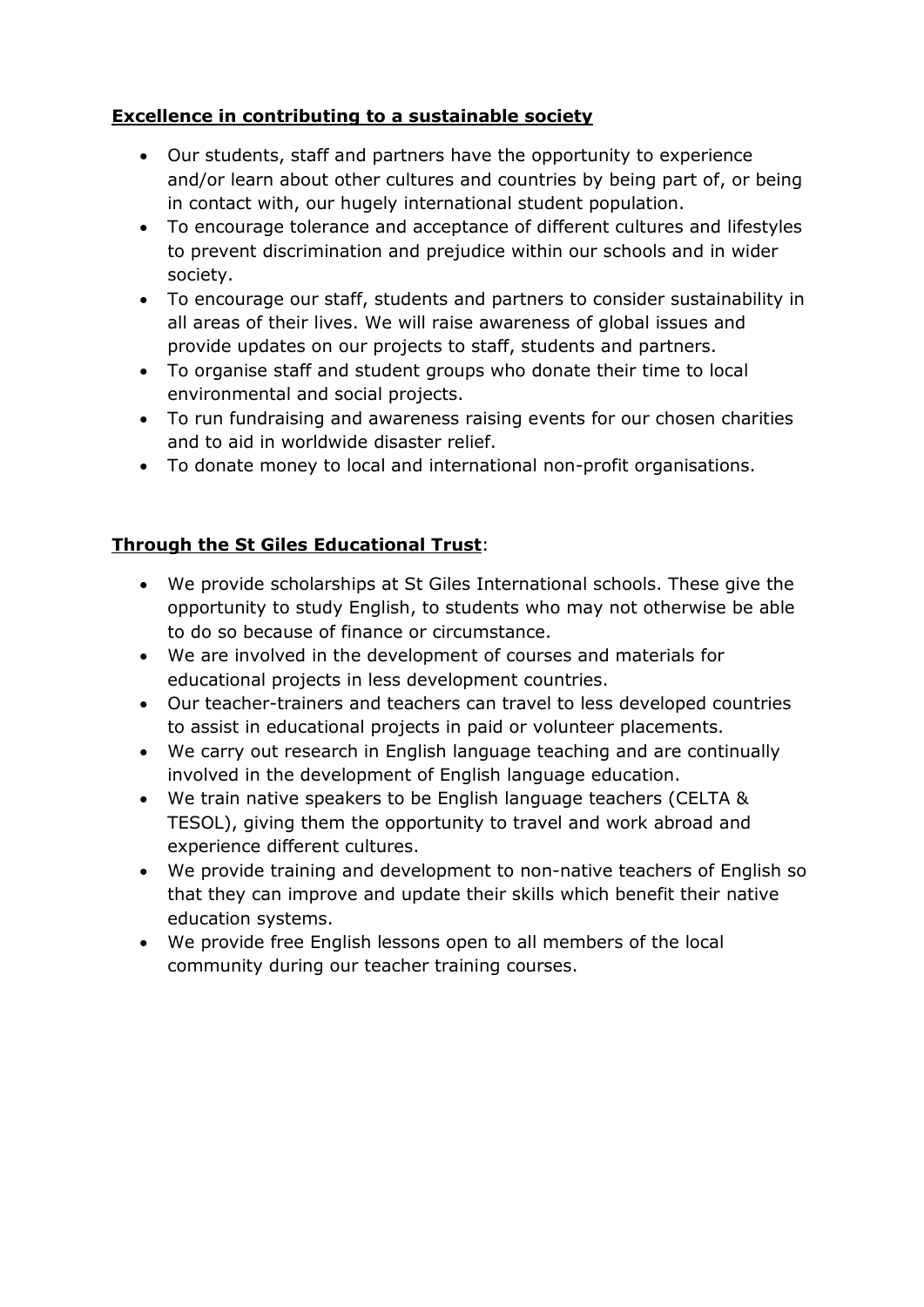**<u>Excellence in contributing to a sustainable society</u>**

- Our students, staff and partners have the opportunity to experience and/or learn about other cultures and countries by being part of, or being in contact with, our hugely international student population.
- To encourage tolerance and acceptance of different cultures and lifestyles to prevent discrimination and prejudice within our schools and in wider society.
- To encourage our staff, students and partners to consider sustainability in all areas of their lives. We will raise awareness of global issues and provide updates on our projects to staff, students and partners.
- To organise staff and student groups who donate their time to local environmental and social projects.
- To run fundraising and awareness raising events for our chosen charities and to aid in worldwide disaster relief.
- To donate money to local and international non-profit organisations.

**<u>Through the St Giles Educational Trust</u>**:

- We provide scholarships at St Giles International schools. These give the opportunity to study English, to students who may not otherwise be able to do so because of finance or circumstance.
- We are involved in the development of courses and materials for educational projects in less development countries.
- Our teacher-trainers and teachers can travel to less developed countries to assist in educational projects in paid or volunteer placements.
- We carry out research in English language teaching and are continually involved in the development of English language education.
- We train native speakers to be English language teachers (CELTA & TESOL), giving them the opportunity to travel and work abroad and experience different cultures.
- We provide training and development to non-native teachers of English so that they can improve and update their skills which benefit their native education systems.
- We provide free English lessons open to all members of the local community during our teacher training courses.